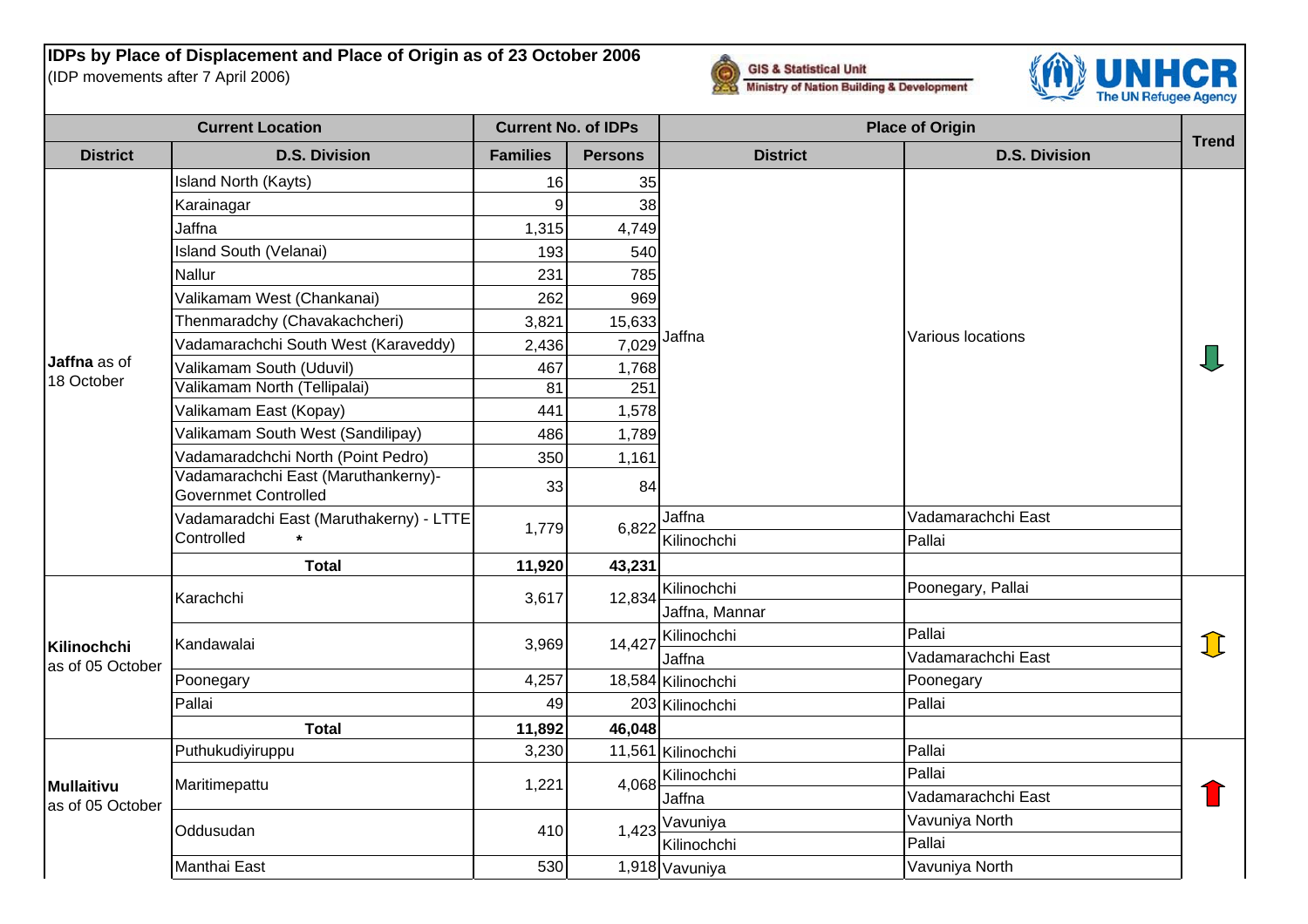**IDPs by Place of Displacement and Place of Origin as of 23 October 2006**
(IDP movements after 7 April 2006)

GIS & Statistical Unit
Ministry of Nation Building & Development

UNHCR
The UN Refugee Agency

| Current Location | | Current No. of IDPs | | Place of Origin | | Trend |
|---|---|---|---|---|---|---|
| **District** | **D.S. Division** | **Families** | **Persons** | **District** | **D.S. Division** | |
| **Jaffna** as of 18 October | Island North (Kayts) | 16 | 35 | Jaffna | Various locations | ⬇ |
| | Karainagar | 9 | 38 | | | |
| | Jaffna | 1,315 | 4,749 | | | |
| | Island South (Velanai) | 193 | 540 | | | |
| | Nallur | 231 | 785 | | | |
| | Valikamam West (Chankanai) | 262 | 969 | | | |
| | Thenmaradchy (Chavakachcheri) | 3,821 | 15,633 | | | |
| | Vadamarachchi South West (Karaveddy) | 2,436 | 7,029 | | | |
| | Valikamam South (Uduvil) | 467 | 1,768 | | | |
| | Valikamam North (Tellipalai) | 81 | 251 | | | |
| | Valikamam East (Kopay) | 441 | 1,578 | | | |
| | Valikamam South West (Sandilipay) | 486 | 1,789 | | | |
| | Vadamaradchchi North (Point Pedro) | 350 | 1,161 | | | |
| | Vadamarachchi East (Maruthankerny)- Governmet Controlled | 33 | 84 | | | |
| | Vadamaradchi East (Maruthakerny) - LTTE Controlled * | 1,779 | 6,822 | Jaffna | Vadamarachchi East | |
| | | | | Kilinochchi | Pallai | |
| | **Total** | **11,920** | **43,231** | | | |
| **Kilinochchi** as of 05 October | Karachchi | 3,617 | 12,834 | Kilinochchi | Poonegary, Pallai | ⇕ |
| | | | | Jaffna, Mannar | | |
| | Kandawalai | 3,969 | 14,427 | Kilinochchi | Pallai | |
| | | | | Jaffna | Vadamarachchi East | |
| | Poonegary | 4,257 | 18,584 | Kilinochchi | Poonegary | |
| | Pallai | 49 | 203 | Kilinochchi | Pallai | |
| | **Total** | **11,892** | **46,048** | | | |
| **Mullaitivu** as of 05 October | Puthukudiyiruppu | 3,230 | 11,561 | Kilinochchi | Pallai | ⬆ |
| | Maritimepattu | 1,221 | 4,068 | Kilinochchi | Pallai | |
| | | | | Jaffna | Vadamarachchi East | |
| | Oddusudan | 410 | 1,423 | Vavuniya | Vavuniya North | |
| | | | | Kilinochchi | Pallai | |
| | Manthai East | 530 | 1,918 | Vavuniya | Vavuniya North | |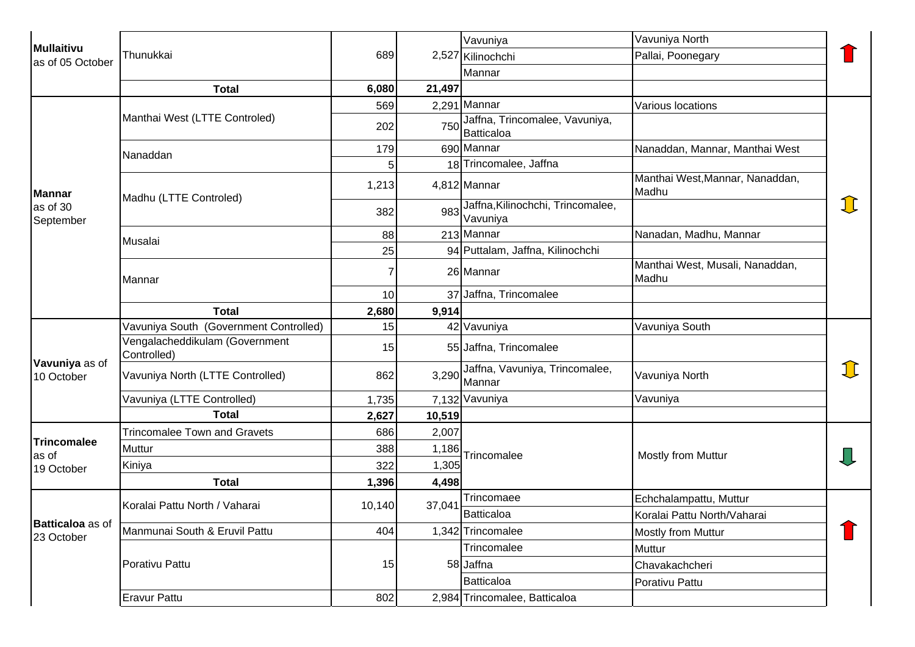| | | | | | | |
|---|---|---|---|---|---|---|
| **Mullaitivu** as of 05 October | Thunukkai | 689 | 2,527 | Vavuniya | Vavuniya North | |
| | | | | Kilinochchi | Pallai, Poonegary | |
| | | | | Mannar | | |
| | **Total** | **6,080** | **21,497** | | | |
| **Mannar** as of 30 September | Manthai West (LTTE Controled) | 569 | 2,291 | Mannar | Various locations | |
| | | 202 | 750 | Jaffna, Trincomalee, Vavuniya, Batticaloa | | |
| | Nanaddan | 179 | 690 | Mannar | Nanaddan, Mannar, Manthai West | |
| | | 5 | 18 | Trincomalee, Jaffna | | |
| | Madhu (LTTE Controled) | 1,213 | 4,812 | Mannar | Manthai West,Mannar, Nanaddan, Madhu | |
| | | 382 | 983 | Jaffna,Kilinochchi, Trincomalee, Vavuniya | | |
| | Musalai | 88 | 213 | Mannar | Nanadan, Madhu, Mannar | |
| | | 25 | 94 | Puttalam, Jaffna, Kilinochchi | | |
| | Mannar | 7 | 26 | Mannar | Manthai West, Musali, Nanaddan, Madhu | |
| | | 10 | 37 | Jaffna, Trincomalee | | |
| | **Total** | **2,680** | **9,914** | | | |
| **Vavuniya** as of 10 October | Vavuniya South (Government Controlled) | 15 | 42 | Vavuniya | Vavuniya South | |
| | Vengalacheddikulam (Government Controlled) | 15 | 55 | Jaffna, Trincomalee | | |
| | Vavuniya North (LTTE Controlled) | 862 | 3,290 | Jaffna, Vavuniya, Trincomalee, Mannar | Vavuniya North | |
| | Vavuniya (LTTE Controlled) | 1,735 | 7,132 | Vavuniya | Vavuniya | |
| | **Total** | **2,627** | **10,519** | | | |
| **Trincomalee** as of 19 October | Trincomalee Town and Gravets | 686 | 2,007 | Trincomalee | Mostly from Muttur | |
| | Muttur | 388 | 1,186 | | | |
| | Kiniya | 322 | 1,305 | | | |
| | **Total** | **1,396** | **4,498** | | | |
| **Batticaloa** as of 23 October | Koralai Pattu North / Vaharai | 10,140 | 37,041 | Trincomaee | Echchalampattu, Muttur | |
| | | | | Batticaloa | Koralai Pattu North/Vaharai | |
| | Manmunai South & Eruvil Pattu | 404 | 1,342 | Trincomalee | Mostly from Muttur | |
| | Porativu Pattu | 15 | 58 | Trincomalee | Muttur | |
| | | | | Jaffna | Chavakachcheri | |
| | | | | Batticaloa | Porativu Pattu | |
| | Eravur Pattu | 802 | 2,984 | Trincomalee, Batticaloa | | |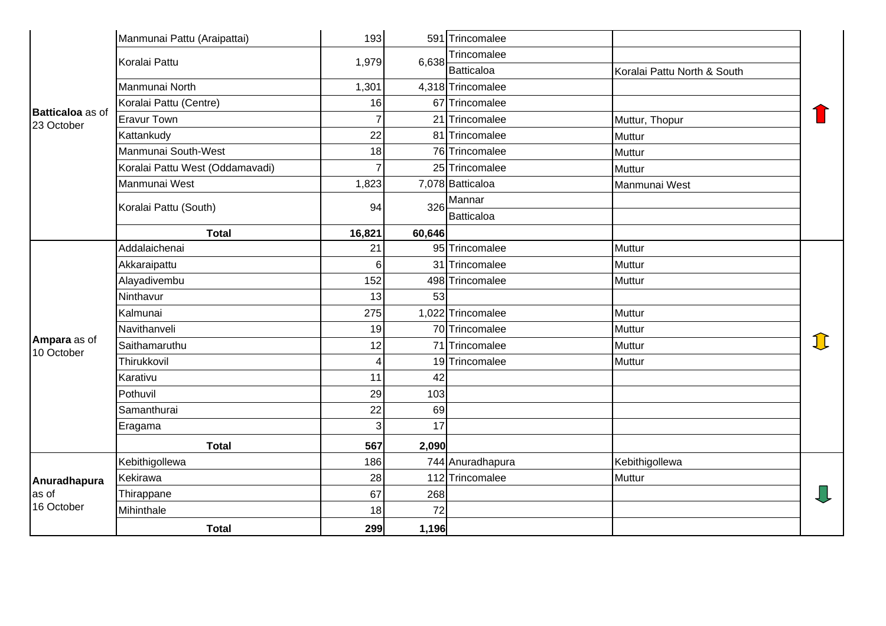| | | | | | | |
|---|---|---|---|---|---|---|
| **Batticaloa** as of 23 October | Manmunai Pattu (Araipattai) | 193 | 591 | Trincomalee | | ⬆ |
| | Koralai Pattu | 1,979 | 6,638 | Trincomalee | | |
| | | | | Batticaloa | Koralai Pattu North & South | |
| | Manmunai North | 1,301 | 4,318 | Trincomalee | | |
| | Koralai Pattu (Centre) | 16 | 67 | Trincomalee | | |
| | Eravur Town | 7 | 21 | Trincomalee | Muttur, Thopur | |
| | Kattankudy | 22 | 81 | Trincomalee | Muttur | |
| | Manmunai South-West | 18 | 76 | Trincomalee | Muttur | |
| | Koralai Pattu West (Oddamavadi) | 7 | 25 | Trincomalee | Muttur | |
| | Manmunai West | 1,823 | 7,078 | Batticaloa | Manmunai West | |
| | Koralai Pattu (South) | 94 | 326 | Mannar | | |
| | | | | Batticaloa | | |
| | **Total** | **16,821** | **60,646** | | | |
| **Ampara** as of 10 October | Addalaichenai | 21 | 95 | Trincomalee | Muttur | ⇕ |
| | Akkaraipattu | 6 | 31 | Trincomalee | Muttur | |
| | Alayadivembu | 152 | 498 | Trincomalee | Muttur | |
| | Ninthavur | 13 | 53 | | | |
| | Kalmunai | 275 | 1,022 | Trincomalee | Muttur | |
| | Navithanveli | 19 | 70 | Trincomalee | Muttur | |
| | Saithamaruthu | 12 | 71 | Trincomalee | Muttur | |
| | Thirukkovil | 4 | 19 | Trincomalee | Muttur | |
| | Karativu | 11 | 42 | | | |
| | Pothuvil | 29 | 103 | | | |
| | Samanthurai | 22 | 69 | | | |
| | Eragama | 3 | 17 | | | |
| | **Total** | **567** | **2,090** | | | |
| **Anuradhapura** as of 16 October | Kebithigollewa | 186 | 744 | Anuradhapura | Kebithigollewa | ⬇ |
| | Kekirawa | 28 | 112 | Trincomalee | Muttur | |
| | Thirappane | 67 | 268 | | | |
| | Mihinthale | 18 | 72 | | | |
| | **Total** | **299** | **1,196** | | | |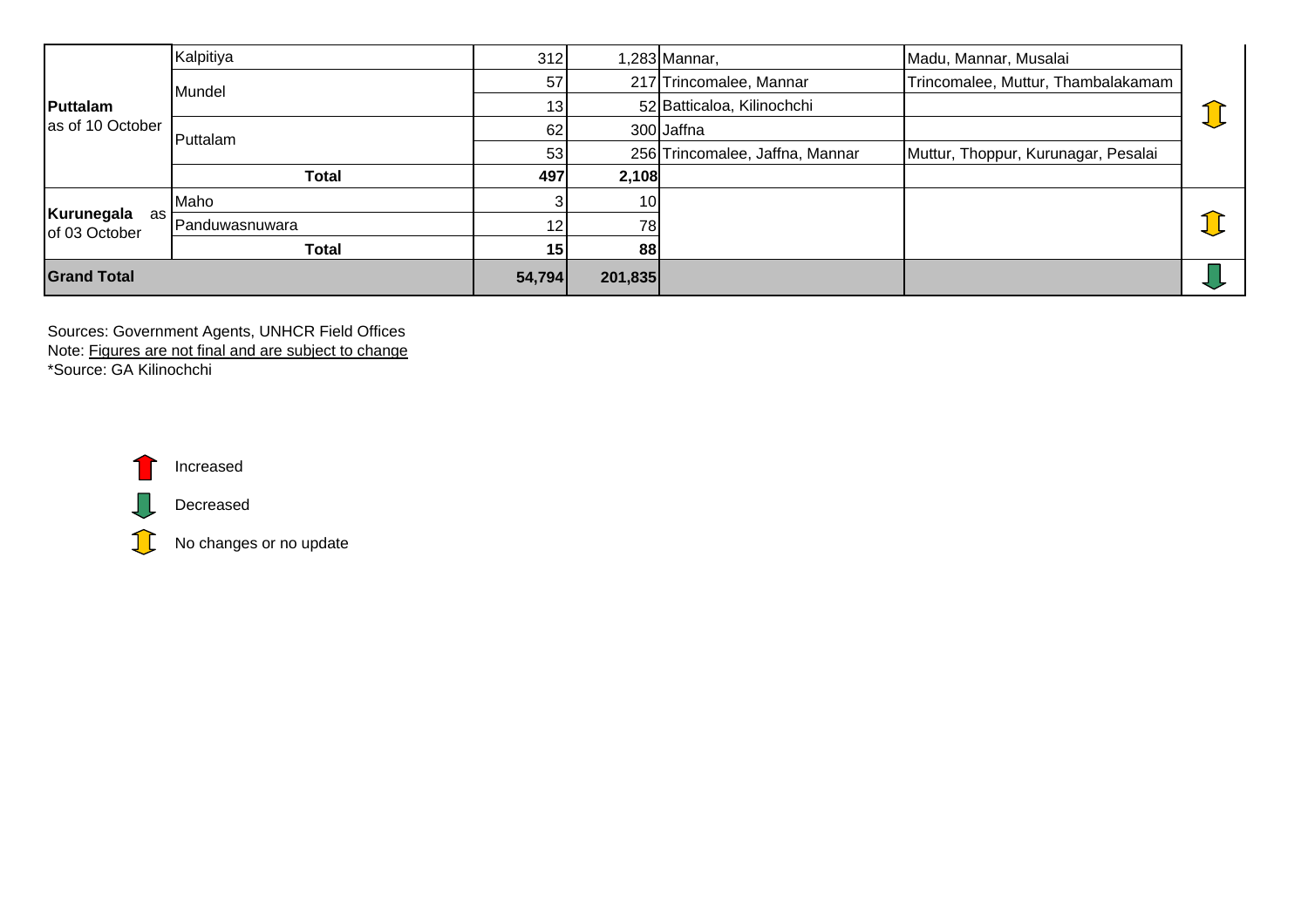| | | | | | | |
|---|---|---|---|---|---|---|
| **Puttalam** as of 10 October | Kalpitiya | 312 | 1,283 | Mannar, | Madu, Mannar, Musalai | No changes or no update |
| | Mundel | 57 | 217 | Trincomalee, Mannar | Trincomalee, Muttur, Thambalakamam | |
| | | 13 | 52 | Batticaloa, Kilinochchi | | |
| | Puttalam | 62 | 300 | Jaffna | | |
| | | 53 | 256 | Trincomalee, Jaffna, Mannar | Muttur, Thoppur, Kurunagar, Pesalai | |
| | **Total** | **497** | **2,108** | | | |
| **Kurunegala** as of 03 October | Maho | 3 | 10 | | | No changes or no update |
| | Panduwasnuwara | 12 | 78 | | | |
| | **Total** | **15** | **88** | | | |
| **Grand Total** | | **54,794** | **201,835** | | | Decreased |

Sources: Government Agents, UNHCR Field Offices
Note: Figures are not final and are subject to change
*Source: GA Kilinochchi

- Increased
- Decreased
- No changes or no update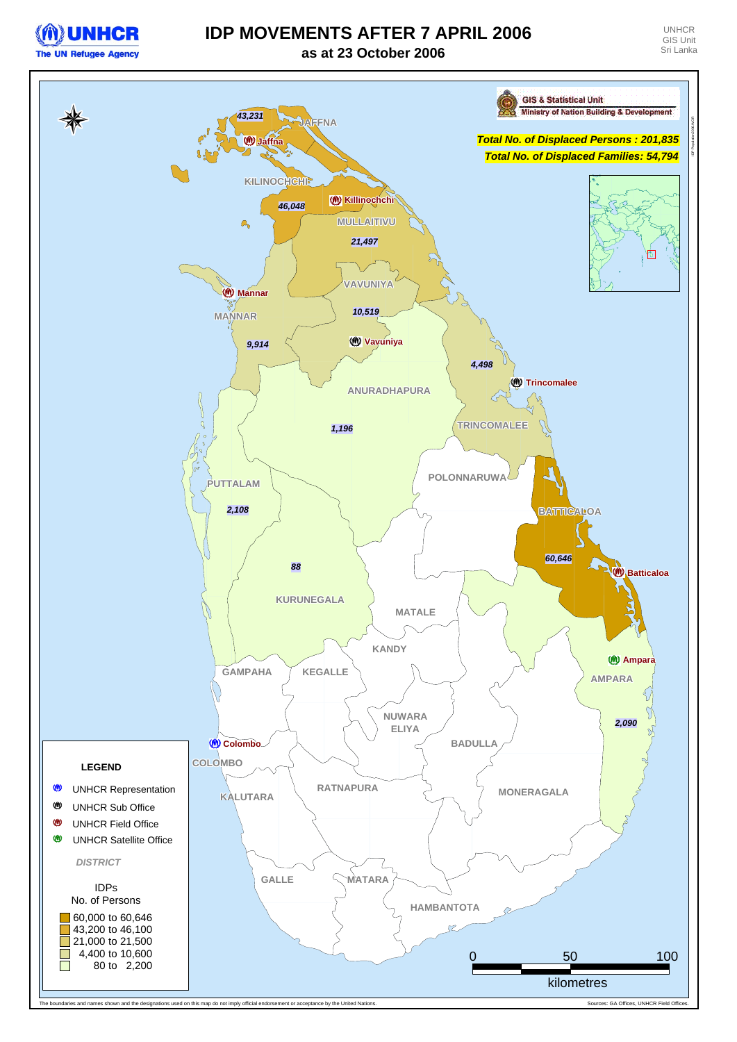# IDP MOVEMENTS AFTER 7 APRIL 2006

## as at 23 October 2006

UNHCR
GIS Unit
Sri Lanka

GIS & Statistical Unit
Ministry of Nation Building & Development

***Total No. of Displaced Persons : 201,835***

***Total No. of Displaced Families: 54,794***

| District | IDPs |
|---|---|
| JAFFNA | 43,231 |
| KILINOCHCHI | 46,048 |
| MULLAITIVU | 21,497 |
| VAVUNIYA | 10,519 |
| MANNAR | 9,914 |
| TRINCOMALEE | 4,498 |
| ANURADHAPURA | 1,196 |
| PUTTALAM | 2,108 |
| KURUNEGALA | 88 |
| BATTICALOA | 60,646 |
| AMPARA | 2,090 |

Other districts shown: POLONNARUWA, MATALE, KANDY, GAMPAHA, KEGALLE, NUWARA ELIYA, BADULLA, COLOMBO, KALUTARA, RATNAPURA, MONERAGALA, GALLE, MATARA, HAMBANTOTA

UNHCR offices: Jaffna, Killinochchi, Mannar, Vavuniya, Trincomalee, Batticaloa, Ampara, Colombo

**LEGEND**

- UNHCR Representation
- UNHCR Sub Office
- UNHCR Field Office
- UNHCR Satellite Office

*DISTRICT*

IDPs
No. of Persons

- 60,000 to 60,646
- 43,200 to 46,100
- 21,000 to 21,500
- 4,400 to 10,600
- 80 to 2,200

0 50 100
kilometres

The boundaries and names shown and the designations used on this map do not imply official endorsement or acceptance by the United Nations.

Sources: GA Offices, UNHCR Field Offices.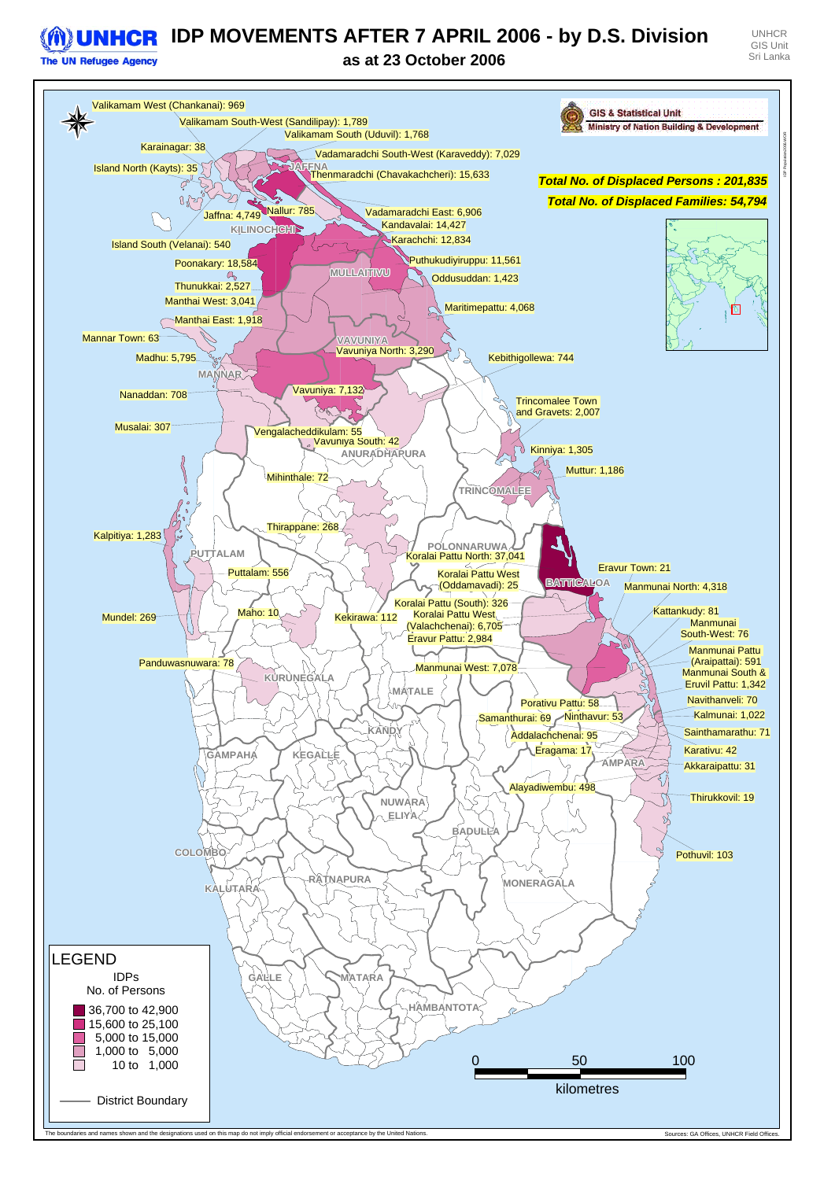# IDP MOVEMENTS AFTER 7 APRIL 2006 - by D.S. Division

## as at 23 October 2006

UNHCR
The UN Refugee Agency

UNHCR
GIS Unit
Sri Lanka

GIS & Statistical Unit
Ministry of Nation Building & Development

***Total No. of Displaced Persons : 201,835***

***Total No. of Displaced Families: 54,794***

Valikamam West (Chankanai): 969
Valikamam South-West (Sandilipay): 1,789
Valikamam South (Uduvil): 1,768
Karainagar: 38
Vadamaradchi South-West (Karaveddy): 7,029
Island North (Kayts): 35
JAFFNA
Thenmaradchi (Chavakachcheri): 15,633
Jaffna: 4,749
Nallur: 785
Vadamaradchi East: 6,906
Kandavalai: 14,427
KILINOCHCHI
Karachchi: 12,834
Island South (Velanai): 540
Poonakary: 18,584
Puthukudiyiruppu: 11,561
MULLAITIVU
Oddusuddan: 1,423
Thunukkai: 2,527
Manthai West: 3,041
Maritimepattu: 4,068
Manthai East: 1,918
Mannar Town: 63
VAVUNIYA
Vavuniya North: 3,290
Madhu: 5,795
Kebithigollewa: 744
MANNAR
Nanaddan: 708
Vavuniya: 7,132
Trincomalee Town and Gravets: 2,007
Musalai: 307
Vengalacheddikulam: 55
Vavuniya South: 42
ANURADHAPURA
Kinniya: 1,305
Muttur: 1,186
Mihinthale: 72
TRINCOMALEE
Thirappane: 268
Kalpitiya: 1,283
POLONNARUWA
PUTTALAM
Koralai Pattu North: 37,041
Eravur Town: 21
Puttalam: 556
Koralai Pattu West (Oddamavadi): 25
BATTICALOA
Manmunai North: 4,318
Koralai Pattu (South): 326
Mundel: 269
Maho: 10
Kekirawa: 112
Koralai Pattu West (Valachchenai): 6,705
Kattankudy: 81
Manmunai South-West: 76
Eravur Pattu: 2,984
Panduwasnuwara: 78
Manmunai Pattu (Araipattai): 591
Manmunai West: 7,078
Manmunai South & Eruvil Pattu: 1,342
KURUNEGALA
MATALE
Porativu Pattu: 58
Navithanveli: 70
Samanthurai: 69
Ninthavur: 53
Kalmunai: 1,022
KANDY
Addalachchenai: 95
Sainthamarathu: 71
Eragama: 17
Karativu: 42
GAMPAHA
KEGALLE
AMPARA
Akkaraipattu: 31
Alayadiwembu: 498
Thirukkovil: 19
NUWARA ELIYA
BADULLA
COLOMBO
Pothuvil: 103
RATNAPURA
MONERAGALA
KALUTARA
GALLE
MATARA
HAMBANTOTA

LEGEND
IDPs
No. of Persons
36,700 to 42,900
15,600 to 25,100
5,000 to 15,000
1,000 to 5,000
10 to 1,000
District Boundary

0 50 100
kilometres

The boundaries and names shown and the designations used on this map do not imply official endorsement or acceptance by the United Nations.

Sources: GA Offices, UNHCR Field Offices.